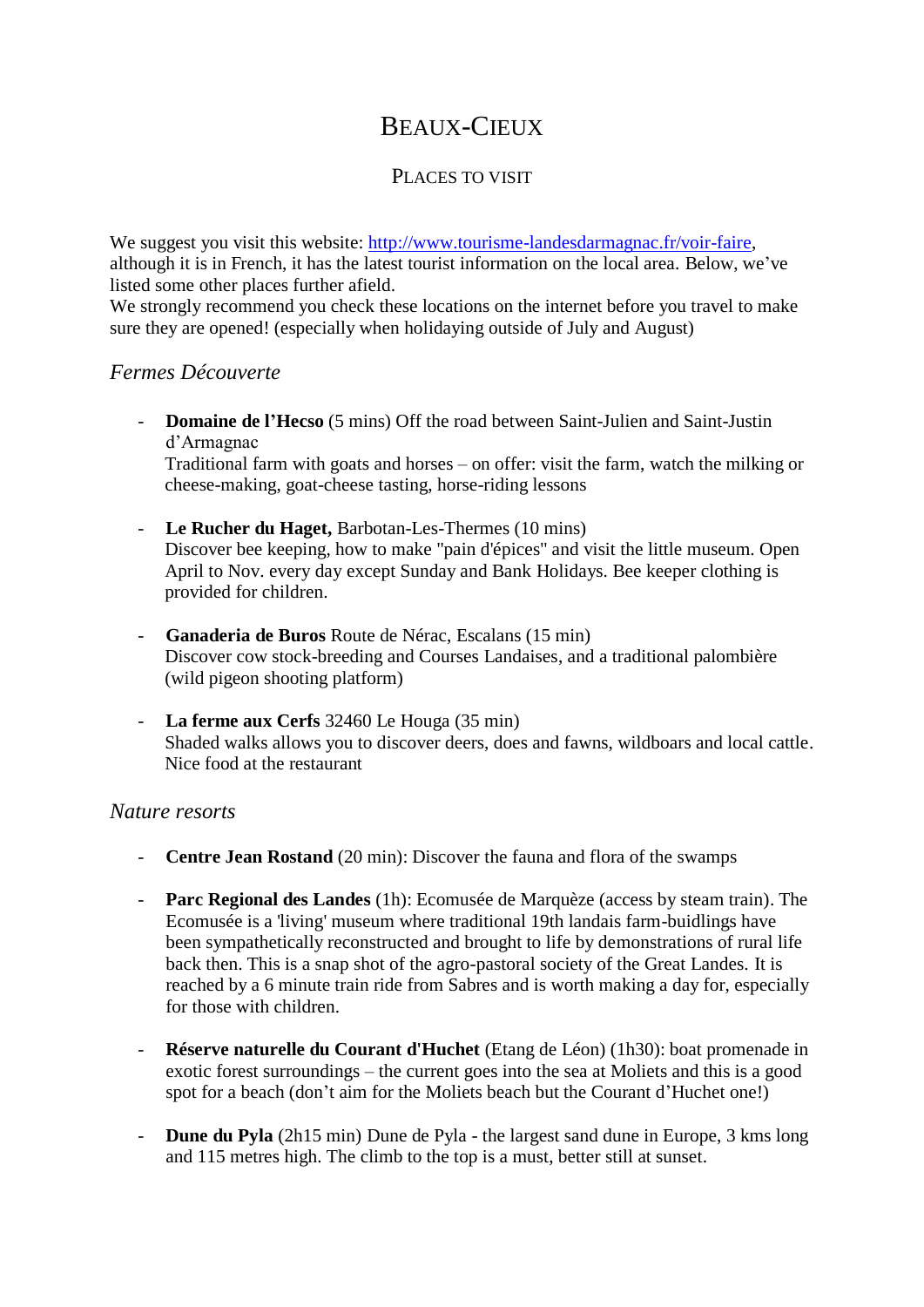# BEAUX-CIEUX

## PLACES TO VISIT

We suggest you visit this website: [http://www.tourisme-landesdarmagnac.fr/voir-faire](http://www.tourisme-landesdarmagnac.fr/voir-faire), although it is in French, it has the latest tourist information on the local area. Below, we've listed some other places further afield.
We strongly recommend you check these locations on the internet before you travel to make sure they are opened! (especially when holidaying outside of July and August)

### *Fermes Découverte*

- **Domaine de l'Hecso** (5 mins) Off the road between Saint-Julien and Saint-Justin d'Armagnac
  Traditional farm with goats and horses – on offer: visit the farm, watch the milking or cheese-making, goat-cheese tasting, horse-riding lessons

- **Le Rucher du Haget,** Barbotan-Les-Thermes (10 mins)
  Discover bee keeping, how to make "pain d'épices" and visit the little museum. Open April to Nov. every day except Sunday and Bank Holidays. Bee keeper clothing is provided for children.

- **Ganaderia de Buros** Route de Nérac, Escalans (15 min)
  Discover cow stock-breeding and Courses Landaises, and a traditional palombière (wild pigeon shooting platform)

- **La ferme aux Cerfs** 32460 Le Houga (35 min)
  Shaded walks allows you to discover deers, does and fawns, wildboars and local cattle. Nice food at the restaurant

### *Nature resorts*

- **Centre Jean Rostand** (20 min): Discover the fauna and flora of the swamps

- **Parc Regional des Landes** (1h): Ecomusée de Marquèze (access by steam train). The Ecomusée is a 'living' museum where traditional 19th landais farm-buidlings have been sympathetically reconstructed and brought to life by demonstrations of rural life back then. This is a snap shot of the agro-pastoral society of the Great Landes. It is reached by a 6 minute train ride from Sabres and is worth making a day for, especially for those with children.

- **Réserve naturelle du Courant d'Huchet** (Etang de Léon) (1h30): boat promenade in exotic forest surroundings – the current goes into the sea at Moliets and this is a good spot for a beach (don't aim for the Moliets beach but the Courant d'Huchet one!)

- **Dune du Pyla** (2h15 min) Dune de Pyla - the largest sand dune in Europe, 3 kms long and 115 metres high. The climb to the top is a must, better still at sunset.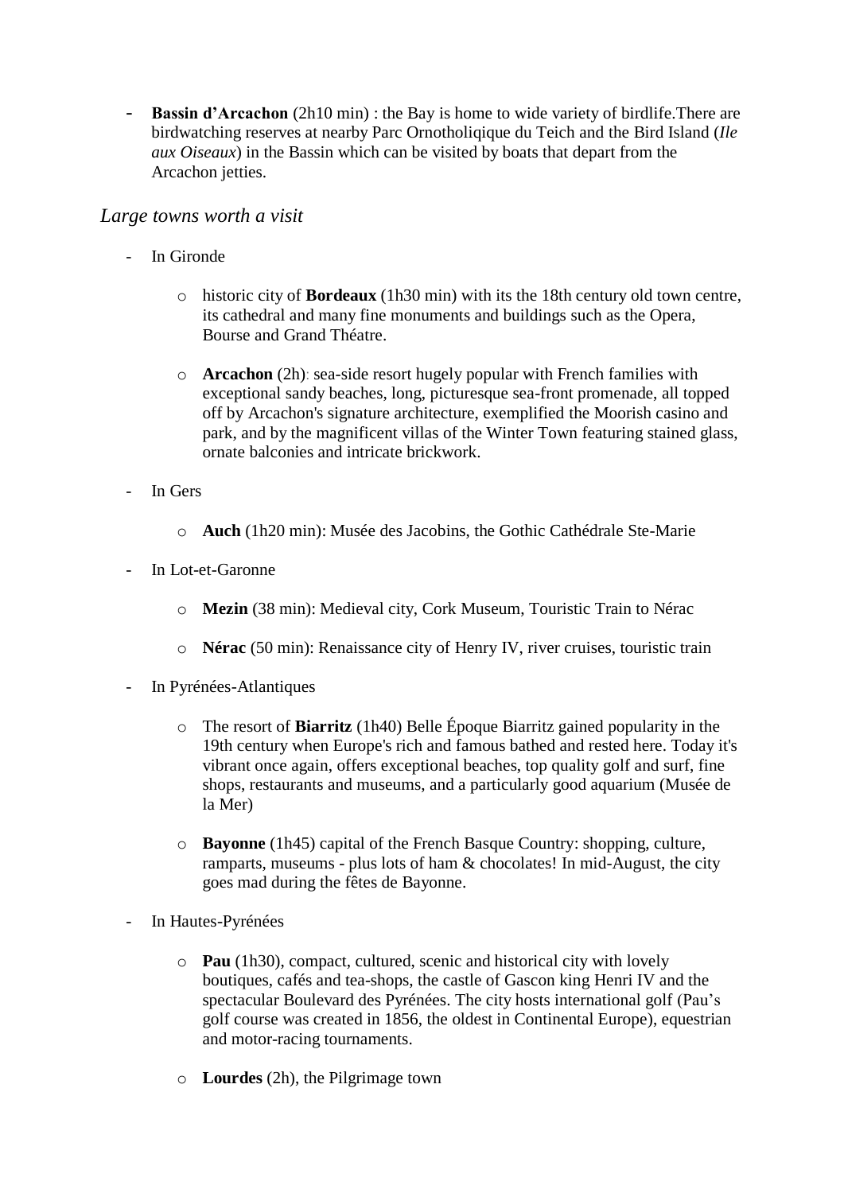- **Bassin d'Arcachon** (2h10 min) : the Bay is home to wide variety of birdlife.There are birdwatching reserves at nearby Parc Ornotholiqique du Teich and the Bird Island (*Ile aux Oiseaux*) in the Bassin which can be visited by boats that depart from the Arcachon jetties.

*Large towns worth a visit*

- In Gironde
  - historic city of **Bordeaux** (1h30 min) with its the 18th century old town centre, its cathedral and many fine monuments and buildings such as the Opera, Bourse and Grand Théatre.
  - **Arcachon** (2h): sea-side resort hugely popular with French families with exceptional sandy beaches, long, picturesque sea-front promenade, all topped off by Arcachon's signature architecture, exemplified the Moorish casino and park, and by the magnificent villas of the Winter Town featuring stained glass, ornate balconies and intricate brickwork.
- In Gers
  - **Auch** (1h20 min): Musée des Jacobins, the Gothic Cathédrale Ste-Marie
- In Lot-et-Garonne
  - **Mezin** (38 min): Medieval city, Cork Museum, Touristic Train to Nérac
  - **Nérac** (50 min): Renaissance city of Henry IV, river cruises, touristic train
- In Pyrénées-Atlantiques
  - The resort of **Biarritz** (1h40) Belle Époque Biarritz gained popularity in the 19th century when Europe's rich and famous bathed and rested here. Today it's vibrant once again, offers exceptional beaches, top quality golf and surf, fine shops, restaurants and museums, and a particularly good aquarium (Musée de la Mer)
  - **Bayonne** (1h45) capital of the French Basque Country: shopping, culture, ramparts, museums - plus lots of ham & chocolates! In mid-August, the city goes mad during the fêtes de Bayonne.
- In Hautes-Pyrénées
  - **Pau** (1h30), compact, cultured, scenic and historical city with lovely boutiques, cafés and tea-shops, the castle of Gascon king Henri IV and the spectacular Boulevard des Pyrénées. The city hosts international golf (Pau's golf course was created in 1856, the oldest in Continental Europe), equestrian and motor-racing tournaments.
  - **Lourdes** (2h), the Pilgrimage town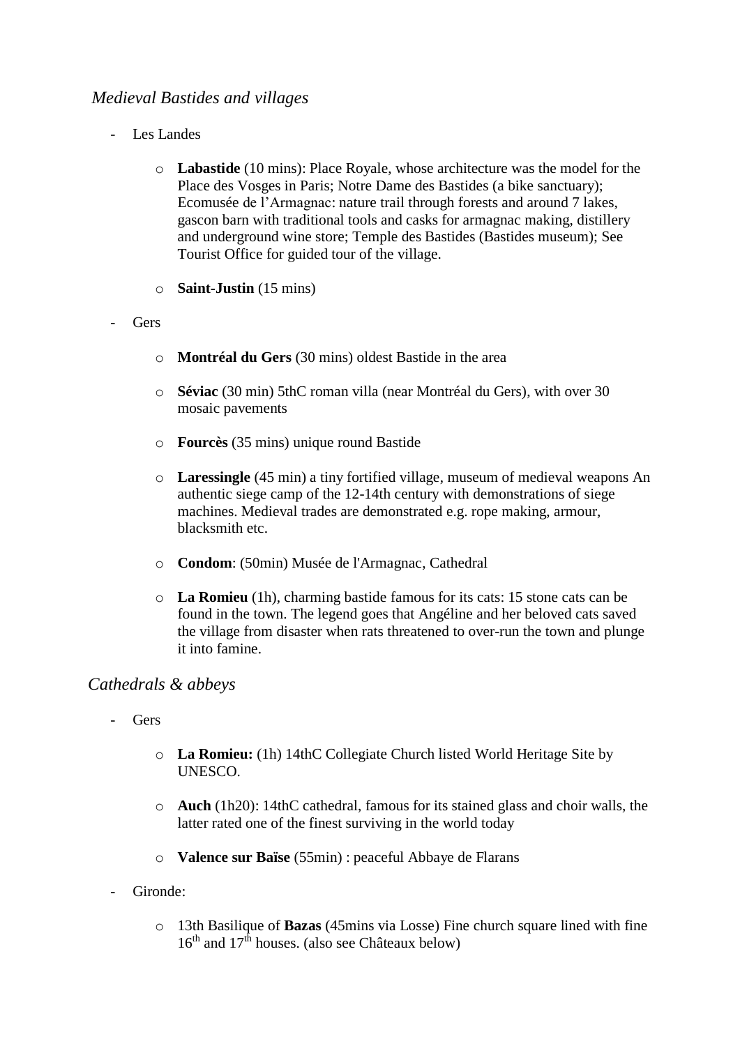*Medieval Bastides and villages*

- Les Landes

    - **Labastide** (10 mins): Place Royale, whose architecture was the model for the Place des Vosges in Paris; Notre Dame des Bastides (a bike sanctuary); Ecomusée de l'Armagnac: nature trail through forests and around 7 lakes, gascon barn with traditional tools and casks for armagnac making, distillery and underground wine store; Temple des Bastides (Bastides museum); See Tourist Office for guided tour of the village.

    - **Saint-Justin** (15 mins)

- Gers

    - **Montréal du Gers** (30 mins) oldest Bastide in the area

    - **Séviac** (30 min) 5thC roman villa (near Montréal du Gers), with over 30 mosaic pavements

    - **Fourcès** (35 mins) unique round Bastide

    - **Laressingle** (45 min) a tiny fortified village, museum of medieval weapons An authentic siege camp of the 12-14th century with demonstrations of siege machines. Medieval trades are demonstrated e.g. rope making, armour, blacksmith etc.

    - **Condom**: (50min) Musée de l'Armagnac, Cathedral

    - **La Romieu** (1h), charming bastide famous for its cats: 15 stone cats can be found in the town. The legend goes that Angéline and her beloved cats saved the village from disaster when rats threatened to over-run the town and plunge it into famine.

*Cathedrals & abbeys*

- Gers

    - **La Romieu:** (1h) 14thC Collegiate Church listed World Heritage Site by UNESCO.

    - **Auch** (1h20): 14thC cathedral, famous for its stained glass and choir walls, the latter rated one of the finest surviving in the world today

    - **Valence sur Baïse** (55min) : peaceful Abbaye de Flarans

- Gironde:

    - 13th Basilique of **Bazas** (45mins via Losse) Fine church square lined with fine 16th and 17th houses. (also see Châteaux below)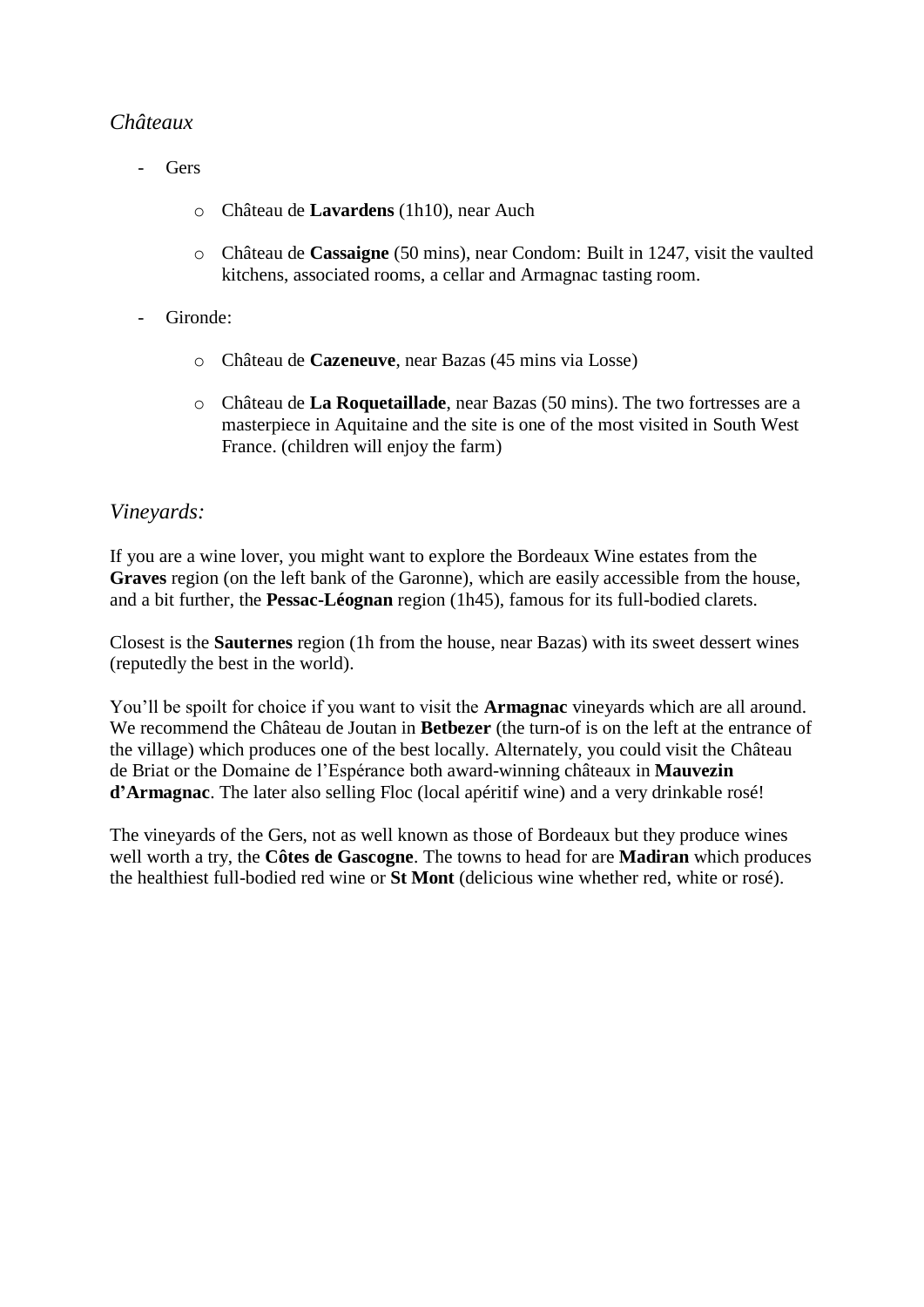## *Châteaux*

- Gers
    - Château de **Lavardens** (1h10), near Auch
    - Château de **Cassaigne** (50 mins), near Condom: Built in 1247, visit the vaulted kitchens, associated rooms, a cellar and Armagnac tasting room.
- Gironde:
    - Château de **Cazeneuve**, near Bazas (45 mins via Losse)
    - Château de **La Roquetaillade**, near Bazas (50 mins). The two fortresses are a masterpiece in Aquitaine and the site is one of the most visited in South West France. (children will enjoy the farm)

## *Vineyards:*

If you are a wine lover, you might want to explore the Bordeaux Wine estates from the **Graves** region (on the left bank of the Garonne), which are easily accessible from the house, and a bit further, the **Pessac-Léognan** region (1h45), famous for its full-bodied clarets.

Closest is the **Sauternes** region (1h from the house, near Bazas) with its sweet dessert wines (reputedly the best in the world).

You'll be spoilt for choice if you want to visit the **Armagnac** vineyards which are all around. We recommend the Château de Joutan in **Betbezer** (the turn-of is on the left at the entrance of the village) which produces one of the best locally. Alternately, you could visit the Château de Briat or the Domaine de l'Espérance both award-winning châteaux in **Mauvezin d'Armagnac**. The later also selling Floc (local apéritif wine) and a very drinkable rosé!

The vineyards of the Gers, not as well known as those of Bordeaux but they produce wines well worth a try, the **Côtes de Gascogne**. The towns to head for are **Madiran** which produces the healthiest full-bodied red wine or **St Mont** (delicious wine whether red, white or rosé).